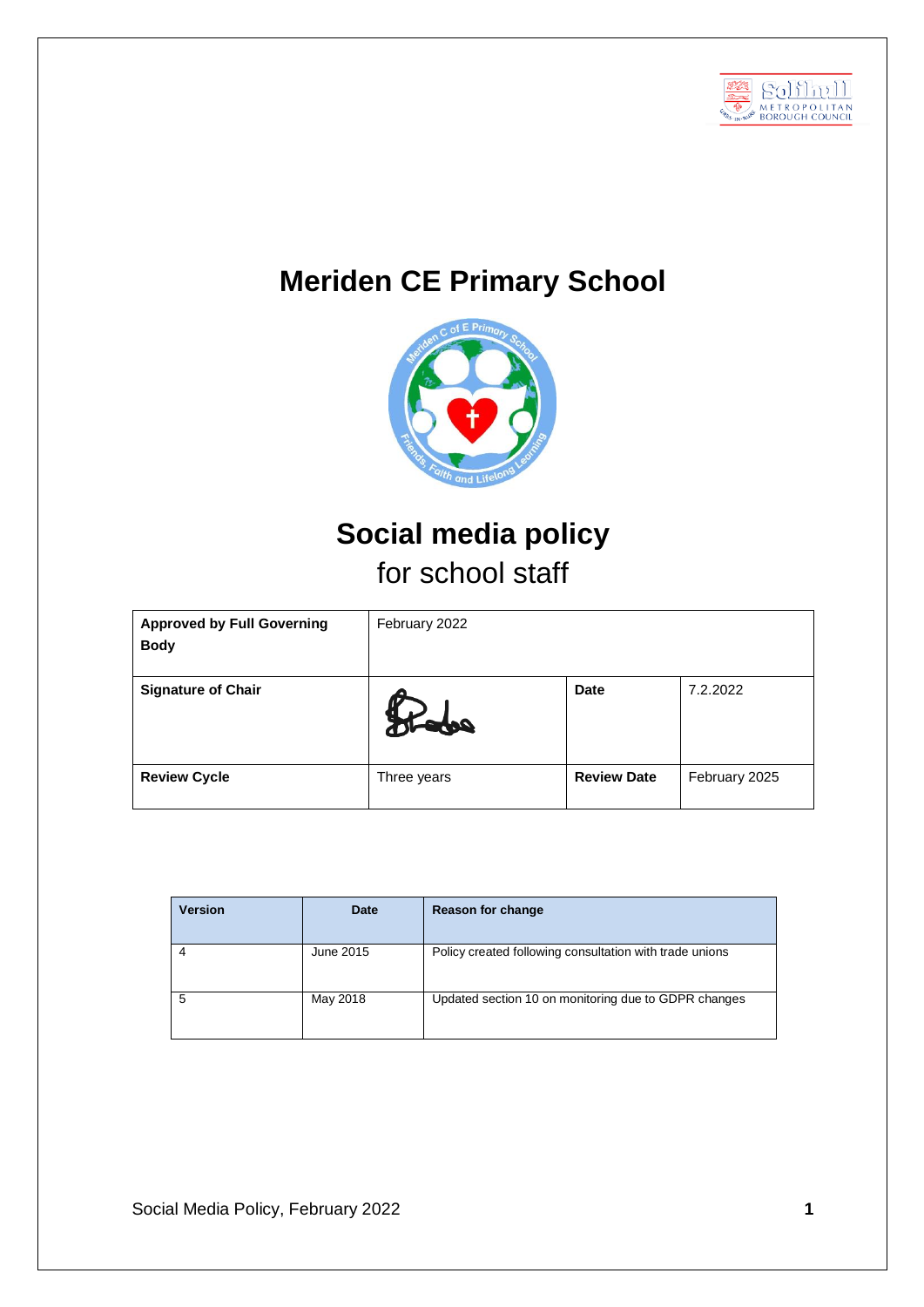# Meriden CE Primary School

# Social media policy

## for school staff

| Approved by Full Governing Body | February 2022 | | |
|---|---|---|---|
| Signature of Chair | | Date | 7.2.2022 |
| Review Cycle | Three years | Review Date | February 2025 |

| Version | Date | Reason for change |
|---|---|---|
| 4 | June 2015 | Policy created following consultation with trade unions |
| 5 | May 2018 | Updated section 10 on monitoring due to GDPR changes |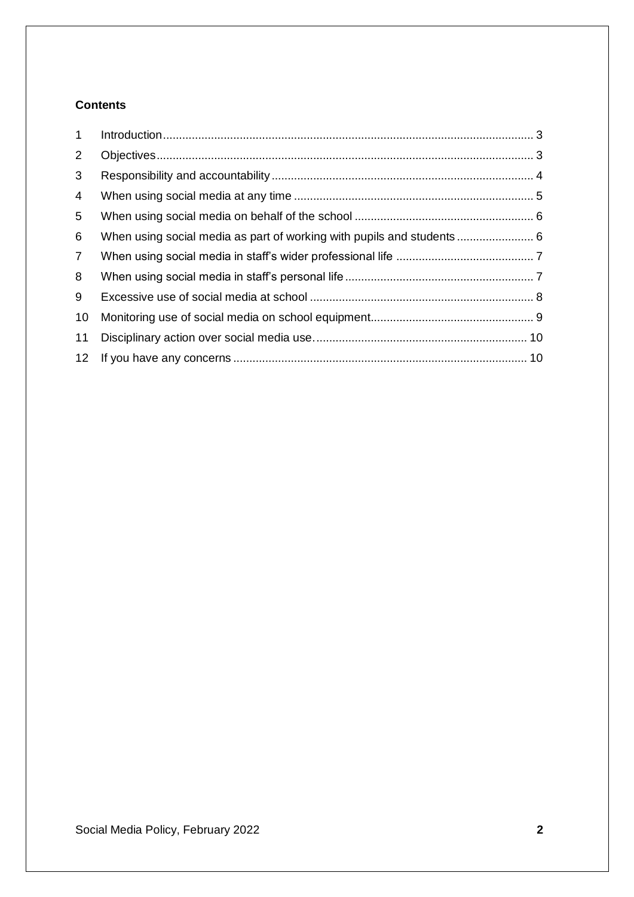**Contents**

| | | |
|---|---|---|
| 1 | Introduction | 3 |
| 2 | Objectives | 3 |
| 3 | Responsibility and accountability | 4 |
| 4 | When using social media at any time | 5 |
| 5 | When using social media on behalf of the school | 6 |
| 6 | When using social media as part of working with pupils and students | 6 |
| 7 | When using social media in staff's wider professional life | 7 |
| 8 | When using social media in staff's personal life | 7 |
| 9 | Excessive use of social media at school | 8 |
| 10 | Monitoring use of social media on school equipment | 9 |
| 11 | Disciplinary action over social media use. | 10 |
| 12 | If you have any concerns | 10 |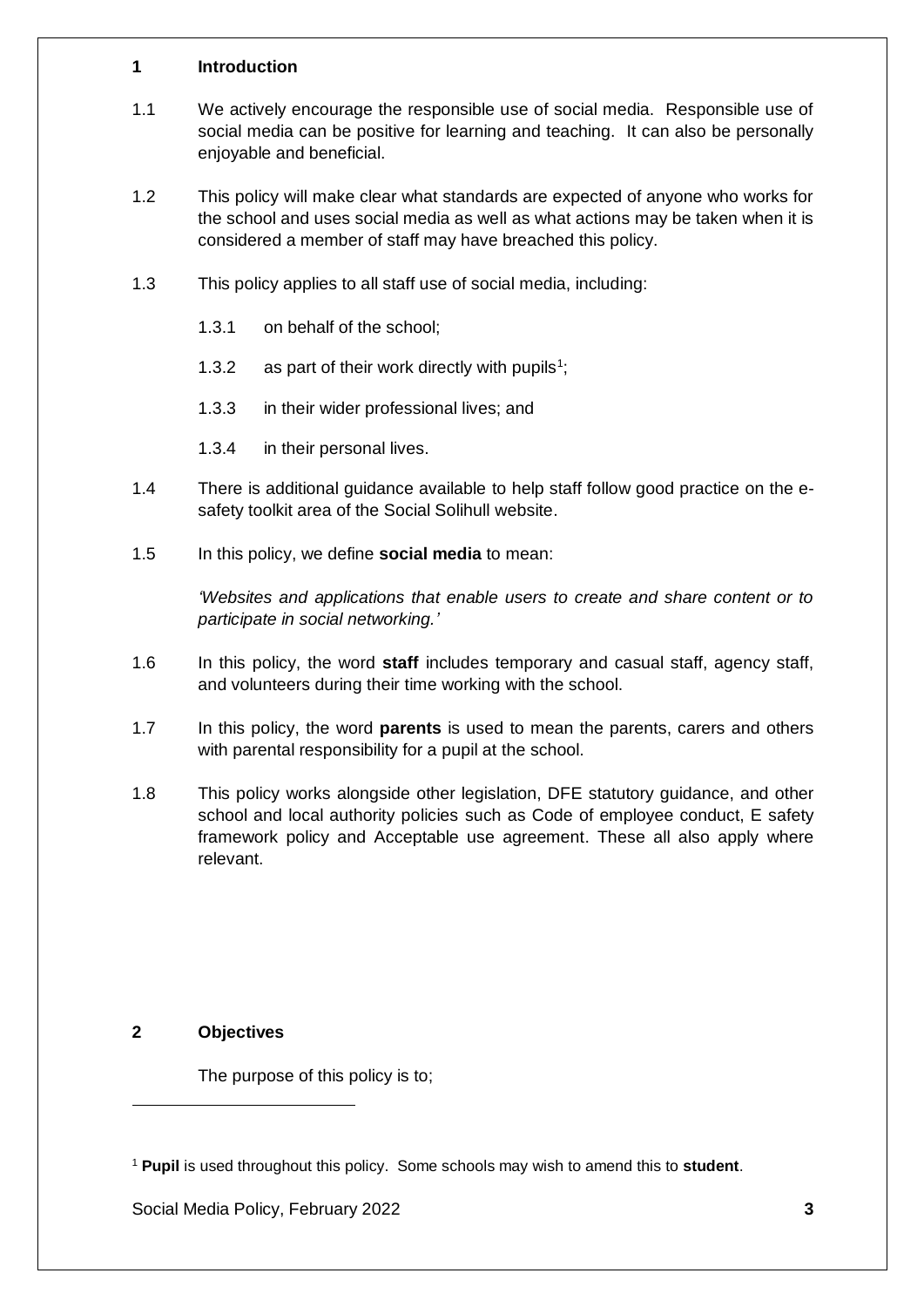## 1 Introduction

1.1 We actively encourage the responsible use of social media. Responsible use of social media can be positive for learning and teaching. It can also be personally enjoyable and beneficial.

1.2 This policy will make clear what standards are expected of anyone who works for the school and uses social media as well as what actions may be taken when it is considered a member of staff may have breached this policy.

1.3 This policy applies to all staff use of social media, including:

1.3.1 on behalf of the school;

1.3.2 as part of their work directly with pupils[1];

1.3.3 in their wider professional lives; and

1.3.4 in their personal lives.

1.4 There is additional guidance available to help staff follow good practice on the e-safety toolkit area of the Social Solihull website.

1.5 In this policy, we define **social media** to mean:

*'Websites and applications that enable users to create and share content or to participate in social networking.'*

1.6 In this policy, the word **staff** includes temporary and casual staff, agency staff, and volunteers during their time working with the school.

1.7 In this policy, the word **parents** is used to mean the parents, carers and others with parental responsibility for a pupil at the school.

1.8 This policy works alongside other legislation, DFE statutory guidance, and other school and local authority policies such as Code of employee conduct, E safety framework policy and Acceptable use agreement. These all also apply where relevant.

## 2 Objectives

The purpose of this policy is to;

[1] **Pupil** is used throughout this policy. Some schools may wish to amend this to **student**.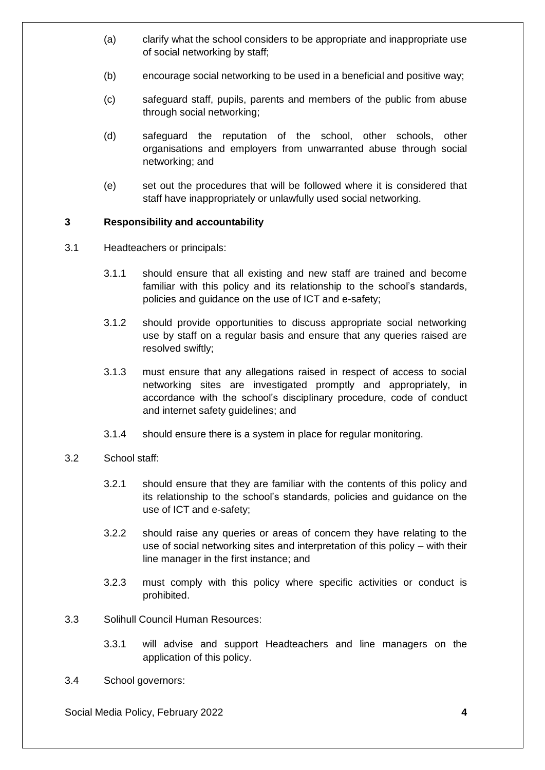(a) clarify what the school considers to be appropriate and inappropriate use of social networking by staff;

(b) encourage social networking to be used in a beneficial and positive way;

(c) safeguard staff, pupils, parents and members of the public from abuse through social networking;

(d) safeguard the reputation of the school, other schools, other organisations and employers from unwarranted abuse through social networking; and

(e) set out the procedures that will be followed where it is considered that staff have inappropriately or unlawfully used social networking.

## 3 Responsibility and accountability

3.1 Headteachers or principals:

3.1.1 should ensure that all existing and new staff are trained and become familiar with this policy and its relationship to the school's standards, policies and guidance on the use of ICT and e-safety;

3.1.2 should provide opportunities to discuss appropriate social networking use by staff on a regular basis and ensure that any queries raised are resolved swiftly;

3.1.3 must ensure that any allegations raised in respect of access to social networking sites are investigated promptly and appropriately, in accordance with the school's disciplinary procedure, code of conduct and internet safety guidelines; and

3.1.4 should ensure there is a system in place for regular monitoring.

3.2 School staff:

3.2.1 should ensure that they are familiar with the contents of this policy and its relationship to the school's standards, policies and guidance on the use of ICT and e-safety;

3.2.2 should raise any queries or areas of concern they have relating to the use of social networking sites and interpretation of this policy – with their line manager in the first instance; and

3.2.3 must comply with this policy where specific activities or conduct is prohibited.

3.3 Solihull Council Human Resources:

3.3.1 will advise and support Headteachers and line managers on the application of this policy.

3.4 School governors: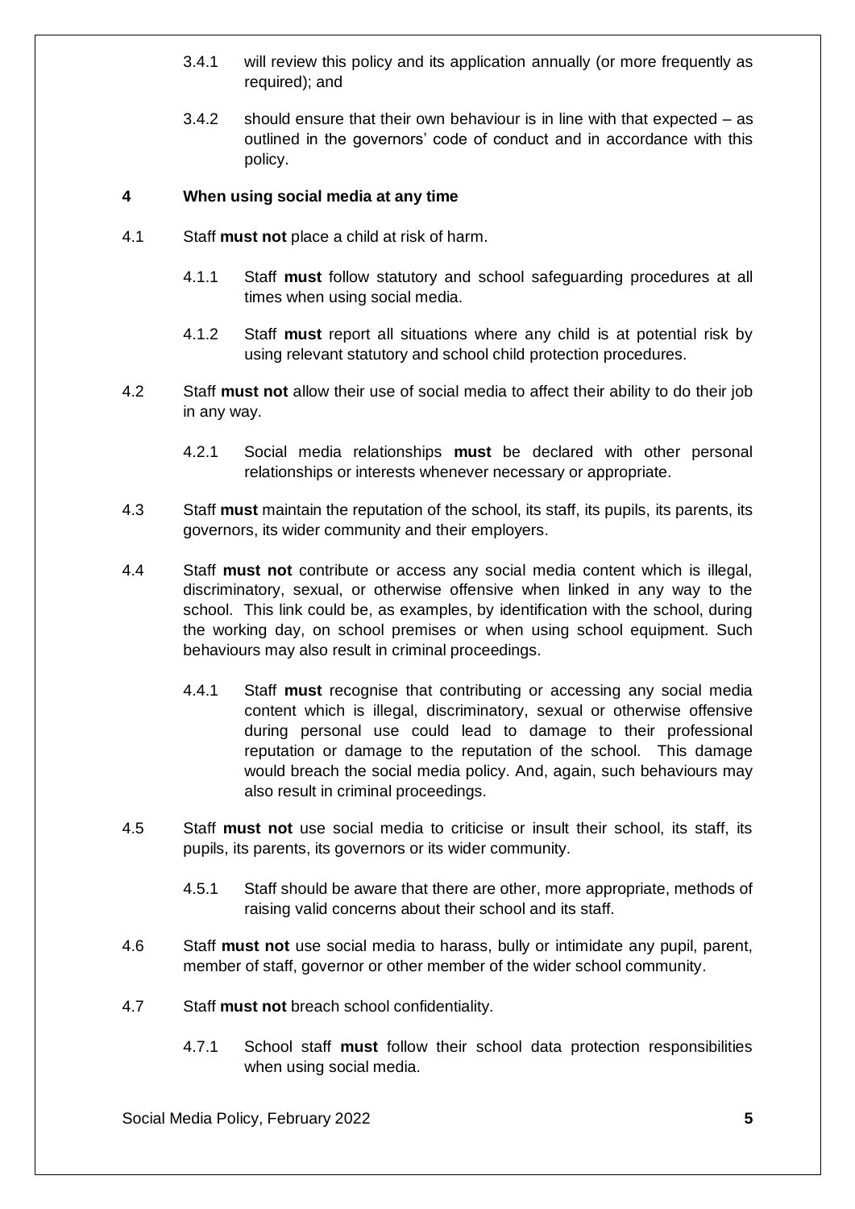3.4.1 will review this policy and its application annually (or more frequently as required); and

3.4.2 should ensure that their own behaviour is in line with that expected – as outlined in the governors' code of conduct and in accordance with this policy.

## 4 When using social media at any time

4.1 Staff **must not** place a child at risk of harm.

4.1.1 Staff **must** follow statutory and school safeguarding procedures at all times when using social media.

4.1.2 Staff **must** report all situations where any child is at potential risk by using relevant statutory and school child protection procedures.

4.2 Staff **must not** allow their use of social media to affect their ability to do their job in any way.

4.2.1 Social media relationships **must** be declared with other personal relationships or interests whenever necessary or appropriate.

4.3 Staff **must** maintain the reputation of the school, its staff, its pupils, its parents, its governors, its wider community and their employers.

4.4 Staff **must not** contribute or access any social media content which is illegal, discriminatory, sexual, or otherwise offensive when linked in any way to the school. This link could be, as examples, by identification with the school, during the working day, on school premises or when using school equipment. Such behaviours may also result in criminal proceedings.

4.4.1 Staff **must** recognise that contributing or accessing any social media content which is illegal, discriminatory, sexual or otherwise offensive during personal use could lead to damage to their professional reputation or damage to the reputation of the school. This damage would breach the social media policy. And, again, such behaviours may also result in criminal proceedings.

4.5 Staff **must not** use social media to criticise or insult their school, its staff, its pupils, its parents, its governors or its wider community.

4.5.1 Staff should be aware that there are other, more appropriate, methods of raising valid concerns about their school and its staff.

4.6 Staff **must not** use social media to harass, bully or intimidate any pupil, parent, member of staff, governor or other member of the wider school community.

4.7 Staff **must not** breach school confidentiality.

4.7.1 School staff **must** follow their school data protection responsibilities when using social media.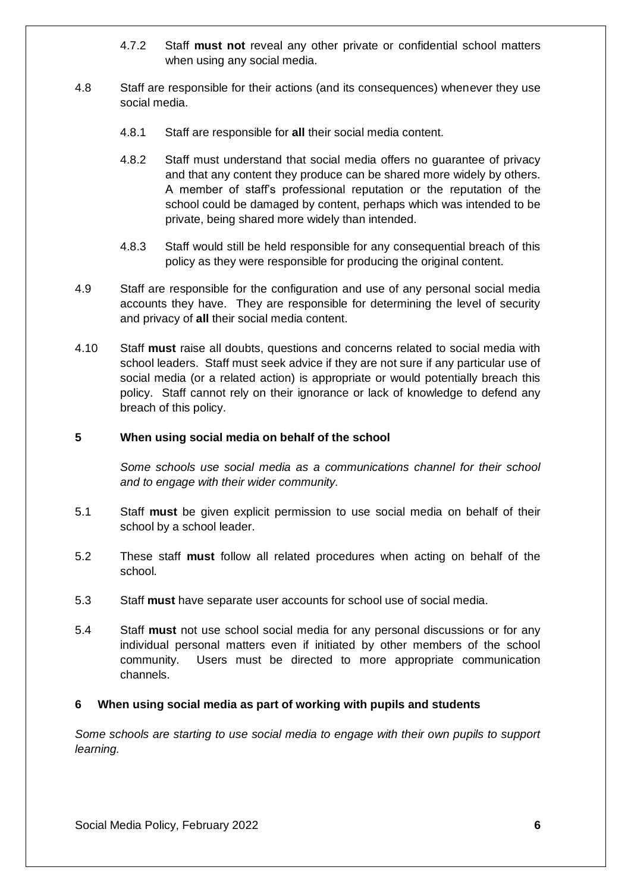4.7.2 Staff **must not** reveal any other private or confidential school matters when using any social media.

4.8 Staff are responsible for their actions (and its consequences) whenever they use social media.

4.8.1 Staff are responsible for **all** their social media content.

4.8.2 Staff must understand that social media offers no guarantee of privacy and that any content they produce can be shared more widely by others. A member of staff's professional reputation or the reputation of the school could be damaged by content, perhaps which was intended to be private, being shared more widely than intended.

4.8.3 Staff would still be held responsible for any consequential breach of this policy as they were responsible for producing the original content.

4.9 Staff are responsible for the configuration and use of any personal social media accounts they have. They are responsible for determining the level of security and privacy of **all** their social media content.

4.10 Staff **must** raise all doubts, questions and concerns related to social media with school leaders. Staff must seek advice if they are not sure if any particular use of social media (or a related action) is appropriate or would potentially breach this policy. Staff cannot rely on their ignorance or lack of knowledge to defend any breach of this policy.

## 5 When using social media on behalf of the school

*Some schools use social media as a communications channel for their school and to engage with their wider community.*

5.1 Staff **must** be given explicit permission to use social media on behalf of their school by a school leader.

5.2 These staff **must** follow all related procedures when acting on behalf of the school.

5.3 Staff **must** have separate user accounts for school use of social media.

5.4 Staff **must** not use school social media for any personal discussions or for any individual personal matters even if initiated by other members of the school community. Users must be directed to more appropriate communication channels.

## 6 When using social media as part of working with pupils and students

*Some schools are starting to use social media to engage with their own pupils to support learning.*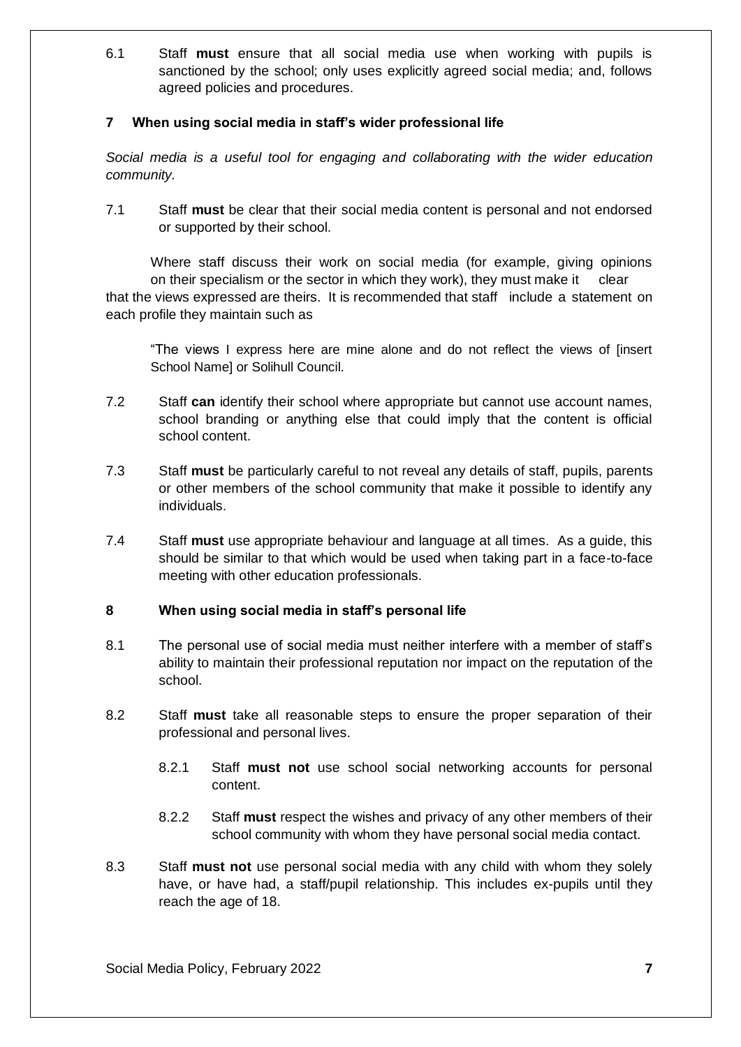6.1 Staff **must** ensure that all social media use when working with pupils is sanctioned by the school; only uses explicitly agreed social media; and, follows agreed policies and procedures.

## 7 When using social media in staff's wider professional life

*Social media is a useful tool for engaging and collaborating with the wider education community.*

7.1 Staff **must** be clear that their social media content is personal and not endorsed or supported by their school.

Where staff discuss their work on social media (for example, giving opinions on their specialism or the sector in which they work), they must make it clear that the views expressed are theirs. It is recommended that staff include a statement on each profile they maintain such as

"The views I express here are mine alone and do not reflect the views of [insert School Name] or Solihull Council.

7.2 Staff **can** identify their school where appropriate but cannot use account names, school branding or anything else that could imply that the content is official school content.

7.3 Staff **must** be particularly careful to not reveal any details of staff, pupils, parents or other members of the school community that make it possible to identify any individuals.

7.4 Staff **must** use appropriate behaviour and language at all times. As a guide, this should be similar to that which would be used when taking part in a face-to-face meeting with other education professionals.

## 8 When using social media in staff's personal life

8.1 The personal use of social media must neither interfere with a member of staff's ability to maintain their professional reputation nor impact on the reputation of the school.

8.2 Staff **must** take all reasonable steps to ensure the proper separation of their professional and personal lives.

8.2.1 Staff **must not** use school social networking accounts for personal content.

8.2.2 Staff **must** respect the wishes and privacy of any other members of their school community with whom they have personal social media contact.

8.3 Staff **must not** use personal social media with any child with whom they solely have, or have had, a staff/pupil relationship. This includes ex-pupils until they reach the age of 18.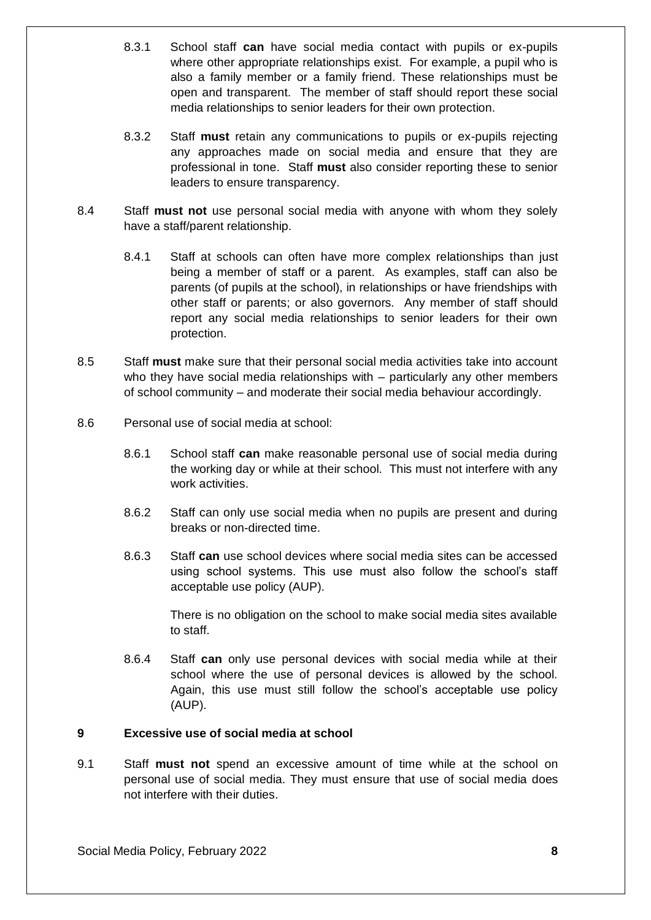8.3.1 School staff **can** have social media contact with pupils or ex-pupils where other appropriate relationships exist. For example, a pupil who is also a family member or a family friend. These relationships must be open and transparent. The member of staff should report these social media relationships to senior leaders for their own protection.

8.3.2 Staff **must** retain any communications to pupils or ex-pupils rejecting any approaches made on social media and ensure that they are professional in tone. Staff **must** also consider reporting these to senior leaders to ensure transparency.

8.4 Staff **must not** use personal social media with anyone with whom they solely have a staff/parent relationship.

8.4.1 Staff at schools can often have more complex relationships than just being a member of staff or a parent. As examples, staff can also be parents (of pupils at the school), in relationships or have friendships with other staff or parents; or also governors. Any member of staff should report any social media relationships to senior leaders for their own protection.

8.5 Staff **must** make sure that their personal social media activities take into account who they have social media relationships with – particularly any other members of school community – and moderate their social media behaviour accordingly.

8.6 Personal use of social media at school:

8.6.1 School staff **can** make reasonable personal use of social media during the working day or while at their school. This must not interfere with any work activities.

8.6.2 Staff can only use social media when no pupils are present and during breaks or non-directed time.

8.6.3 Staff **can** use school devices where social media sites can be accessed using school systems. This use must also follow the school's staff acceptable use policy (AUP).

There is no obligation on the school to make social media sites available to staff.

8.6.4 Staff **can** only use personal devices with social media while at their school where the use of personal devices is allowed by the school. Again, this use must still follow the school's acceptable use policy (AUP).

## 9 Excessive use of social media at school

9.1 Staff **must not** spend an excessive amount of time while at the school on personal use of social media. They must ensure that use of social media does not interfere with their duties.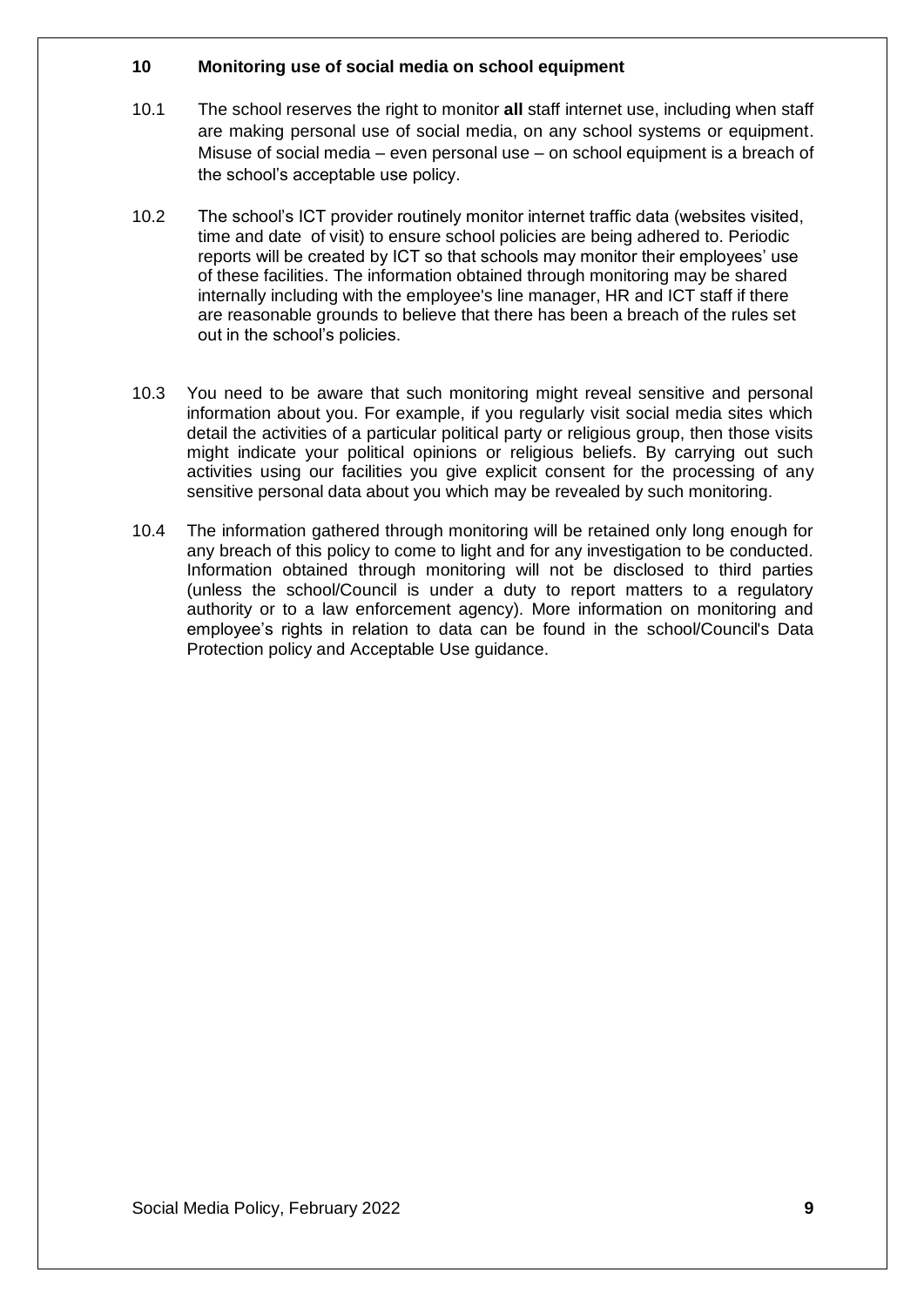## 10 Monitoring use of social media on school equipment

10.1 The school reserves the right to monitor **all** staff internet use, including when staff are making personal use of social media, on any school systems or equipment. Misuse of social media – even personal use – on school equipment is a breach of the school's acceptable use policy.

10.2 The school's ICT provider routinely monitor internet traffic data (websites visited, time and date of visit) to ensure school policies are being adhered to. Periodic reports will be created by ICT so that schools may monitor their employees' use of these facilities. The information obtained through monitoring may be shared internally including with the employee's line manager, HR and ICT staff if there are reasonable grounds to believe that there has been a breach of the rules set out in the school's policies.

10.3 You need to be aware that such monitoring might reveal sensitive and personal information about you. For example, if you regularly visit social media sites which detail the activities of a particular political party or religious group, then those visits might indicate your political opinions or religious beliefs. By carrying out such activities using our facilities you give explicit consent for the processing of any sensitive personal data about you which may be revealed by such monitoring.

10.4 The information gathered through monitoring will be retained only long enough for any breach of this policy to come to light and for any investigation to be conducted. Information obtained through monitoring will not be disclosed to third parties (unless the school/Council is under a duty to report matters to a regulatory authority or to a law enforcement agency). More information on monitoring and employee's rights in relation to data can be found in the school/Council's Data Protection policy and Acceptable Use guidance.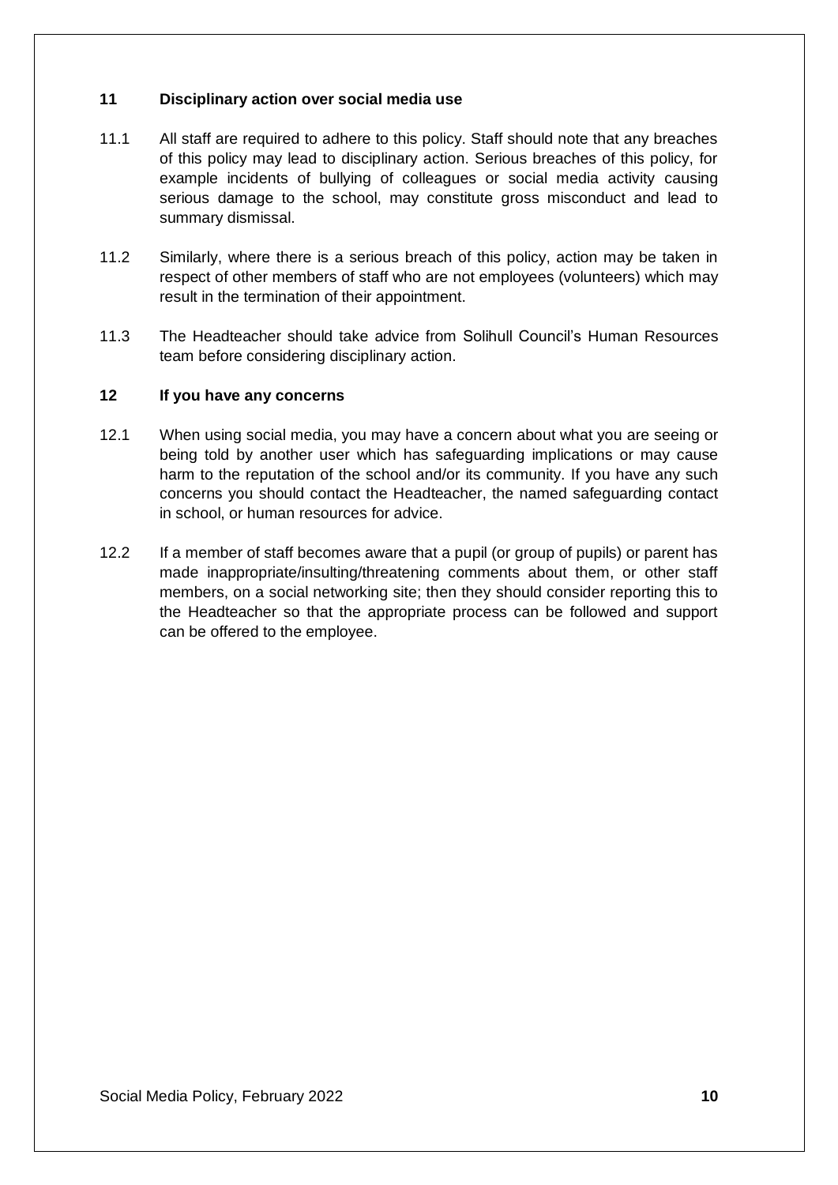## 11 Disciplinary action over social media use

11.1 All staff are required to adhere to this policy. Staff should note that any breaches of this policy may lead to disciplinary action. Serious breaches of this policy, for example incidents of bullying of colleagues or social media activity causing serious damage to the school, may constitute gross misconduct and lead to summary dismissal.

11.2 Similarly, where there is a serious breach of this policy, action may be taken in respect of other members of staff who are not employees (volunteers) which may result in the termination of their appointment.

11.3 The Headteacher should take advice from Solihull Council's Human Resources team before considering disciplinary action.

## 12 If you have any concerns

12.1 When using social media, you may have a concern about what you are seeing or being told by another user which has safeguarding implications or may cause harm to the reputation of the school and/or its community. If you have any such concerns you should contact the Headteacher, the named safeguarding contact in school, or human resources for advice.

12.2 If a member of staff becomes aware that a pupil (or group of pupils) or parent has made inappropriate/insulting/threatening comments about them, or other staff members, on a social networking site; then they should consider reporting this to the Headteacher so that the appropriate process can be followed and support can be offered to the employee.